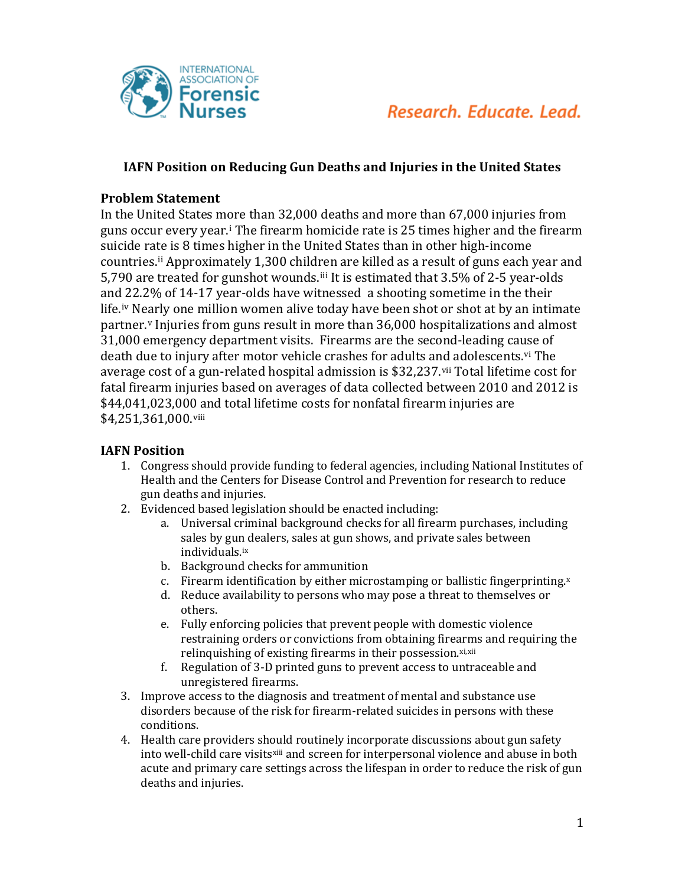# IAFN Position on Reducing Gun Deaths and Injuries in the United States

## Problem Statement

In the United States more than 32,000 deaths and more than 67,000 injuries from guns occur every year.[i] The firearm homicide rate is 25 times higher and the firearm suicide rate is 8 times higher in the United States than in other high-income countries.[ii] Approximately 1,300 children are killed as a result of guns each year and 5,790 are treated for gunshot wounds.[iii] It is estimated that 3.5% of 2-5 year-olds and 22.2% of 14-17 year-olds have witnessed a shooting sometime in the their life.[iv] Nearly one million women alive today have been shot or shot at by an intimate partner.[v] Injuries from guns result in more than 36,000 hospitalizations and almost 31,000 emergency department visits. Firearms are the second-leading cause of death due to injury after motor vehicle crashes for adults and adolescents.[vi] The average cost of a gun-related hospital admission is $32,237.[vii] Total lifetime cost for fatal firearm injuries based on averages of data collected between 2010 and 2012 is $44,041,023,000 and total lifetime costs for nonfatal firearm injuries are $4,251,361,000.[viii]

## IAFN Position

1. Congress should provide funding to federal agencies, including National Institutes of Health and the Centers for Disease Control and Prevention for research to reduce gun deaths and injuries.
2. Evidenced based legislation should be enacted including:
   a. Universal criminal background checks for all firearm purchases, including sales by gun dealers, sales at gun shows, and private sales between individuals.[ix]
   b. Background checks for ammunition
   c. Firearm identification by either microstamping or ballistic fingerprinting.[x]
   d. Reduce availability to persons who may pose a threat to themselves or others.
   e. Fully enforcing policies that prevent people with domestic violence restraining orders or convictions from obtaining firearms and requiring the relinquishing of existing firearms in their possession.[xi,xii]
   f. Regulation of 3-D printed guns to prevent access to untraceable and unregistered firearms.
3. Improve access to the diagnosis and treatment of mental and substance use disorders because of the risk for firearm-related suicides in persons with these conditions.
4. Health care providers should routinely incorporate discussions about gun safety into well-child care visits[xiii] and screen for interpersonal violence and abuse in both acute and primary care settings across the lifespan in order to reduce the risk of gun deaths and injuries.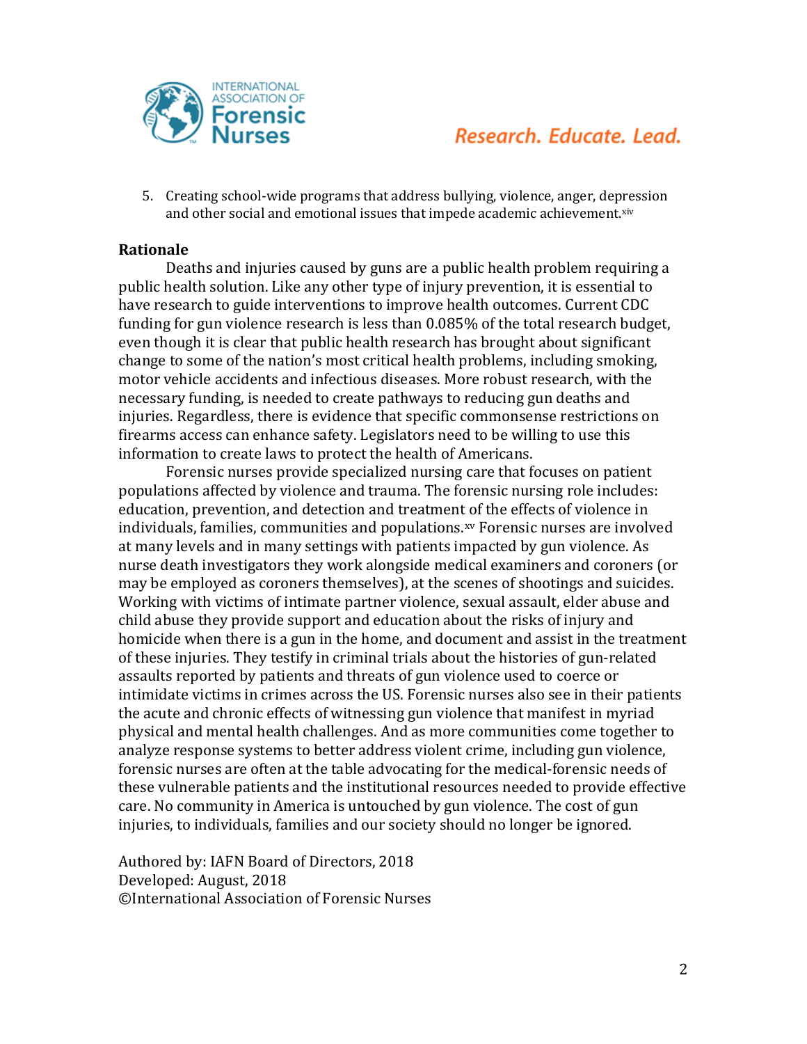5. Creating school-wide programs that address bullying, violence, anger, depression and other social and emotional issues that impede academic achievement.[xiv]

**Rationale**

Deaths and injuries caused by guns are a public health problem requiring a public health solution. Like any other type of injury prevention, it is essential to have research to guide interventions to improve health outcomes. Current CDC funding for gun violence research is less than 0.085% of the total research budget, even though it is clear that public health research has brought about significant change to some of the nation's most critical health problems, including smoking, motor vehicle accidents and infectious diseases. More robust research, with the necessary funding, is needed to create pathways to reducing gun deaths and injuries. Regardless, there is evidence that specific commonsense restrictions on firearms access can enhance safety. Legislators need to be willing to use this information to create laws to protect the health of Americans.

Forensic nurses provide specialized nursing care that focuses on patient populations affected by violence and trauma. The forensic nursing role includes: education, prevention, and detection and treatment of the effects of violence in individuals, families, communities and populations.[xv] Forensic nurses are involved at many levels and in many settings with patients impacted by gun violence. As nurse death investigators they work alongside medical examiners and coroners (or may be employed as coroners themselves), at the scenes of shootings and suicides. Working with victims of intimate partner violence, sexual assault, elder abuse and child abuse they provide support and education about the risks of injury and homicide when there is a gun in the home, and document and assist in the treatment of these injuries. They testify in criminal trials about the histories of gun-related assaults reported by patients and threats of gun violence used to coerce or intimidate victims in crimes across the US. Forensic nurses also see in their patients the acute and chronic effects of witnessing gun violence that manifest in myriad physical and mental health challenges. And as more communities come together to analyze response systems to better address violent crime, including gun violence, forensic nurses are often at the table advocating for the medical-forensic needs of these vulnerable patients and the institutional resources needed to provide effective care. No community in America is untouched by gun violence. The cost of gun injuries, to individuals, families and our society should no longer be ignored.

Authored by: IAFN Board of Directors, 2018
Developed: August, 2018
©International Association of Forensic Nurses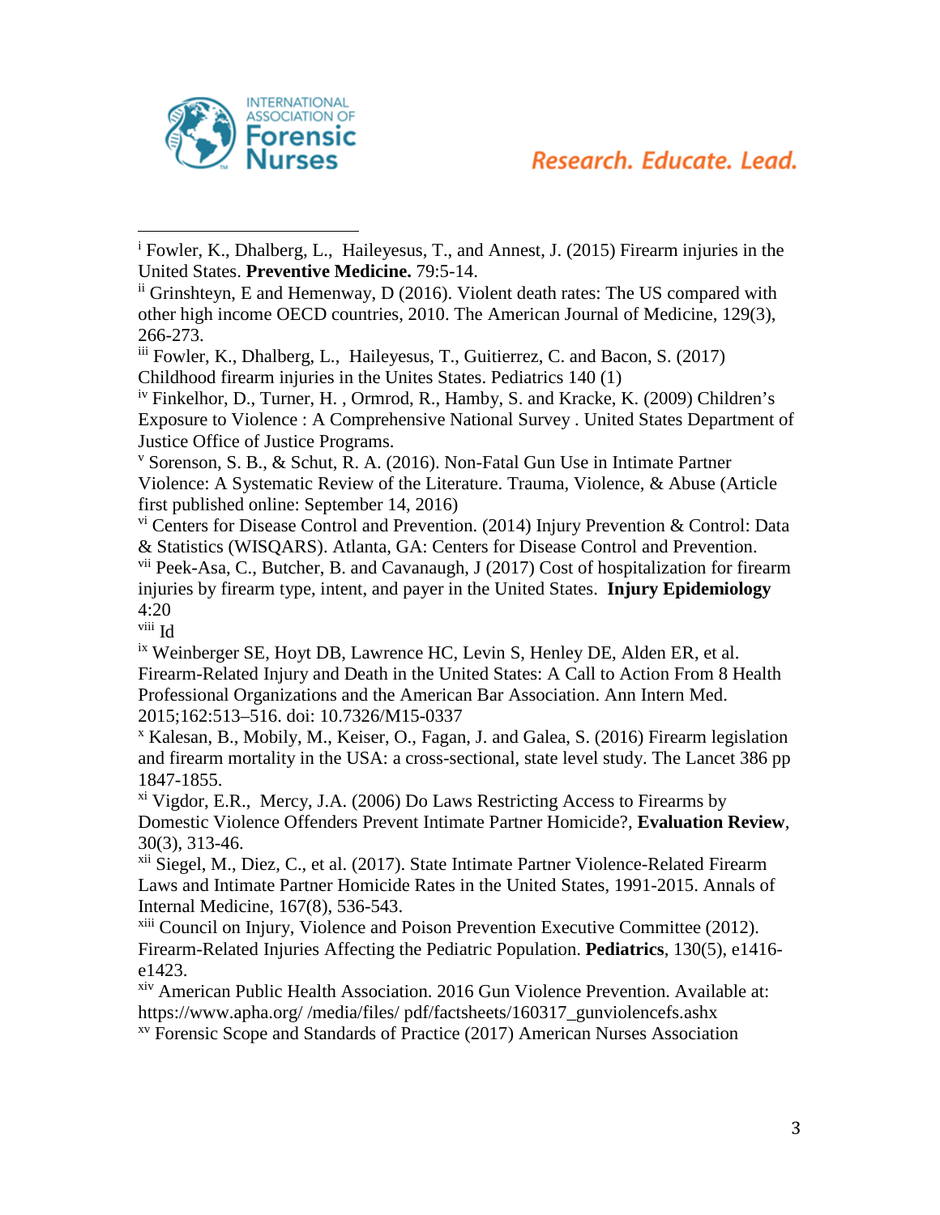[i] Fowler, K., Dhalberg, L., Haileyesus, T., and Annest, J. (2015) Firearm injuries in the United States. **Preventive Medicine.** 79:5-14.

[ii] Grinshteyn, E and Hemenway, D (2016). Violent death rates: The US compared with other high income OECD countries, 2010. The American Journal of Medicine, 129(3), 266-273.

[iii] Fowler, K., Dhalberg, L., Haileyesus, T., Guitierrez, C. and Bacon, S. (2017) Childhood firearm injuries in the Unites States. Pediatrics 140 (1)

[iv] Finkelhor, D., Turner, H. , Ormrod, R., Hamby, S. and Kracke, K. (2009) Children's Exposure to Violence : A Comprehensive National Survey . United States Department of Justice Office of Justice Programs.

[v] Sorenson, S. B., & Schut, R. A. (2016). Non-Fatal Gun Use in Intimate Partner Violence: A Systematic Review of the Literature. Trauma, Violence, & Abuse (Article first published online: September 14, 2016)

[vi] Centers for Disease Control and Prevention. (2014) Injury Prevention & Control: Data & Statistics (WISQARS). Atlanta, GA: Centers for Disease Control and Prevention.

[vii] Peek-Asa, C., Butcher, B. and Cavanaugh, J (2017) Cost of hospitalization for firearm injuries by firearm type, intent, and payer in the United States. **Injury Epidemiology** 4:20

[viii] Id

[ix] Weinberger SE, Hoyt DB, Lawrence HC, Levin S, Henley DE, Alden ER, et al. Firearm-Related Injury and Death in the United States: A Call to Action From 8 Health Professional Organizations and the American Bar Association. Ann Intern Med. 2015;162:513–516. doi: 10.7326/M15-0337

[x] Kalesan, B., Mobily, M., Keiser, O., Fagan, J. and Galea, S. (2016) Firearm legislation and firearm mortality in the USA: a cross-sectional, state level study. The Lancet 386 pp 1847-1855.

[xi] Vigdor, E.R., Mercy, J.A. (2006) Do Laws Restricting Access to Firearms by Domestic Violence Offenders Prevent Intimate Partner Homicide?, **Evaluation Review**, 30(3), 313-46.

[xii] Siegel, M., Diez, C., et al. (2017). State Intimate Partner Violence-Related Firearm Laws and Intimate Partner Homicide Rates in the United States, 1991-2015. Annals of Internal Medicine, 167(8), 536-543.

[xiii] Council on Injury, Violence and Poison Prevention Executive Committee (2012). Firearm-Related Injuries Affecting the Pediatric Population. **Pediatrics**, 130(5), e1416-e1423.

[xiv] American Public Health Association. 2016 Gun Violence Prevention. Available at: https://www.apha.org/ /media/files/ pdf/factsheets/160317_gunviolencefs.ashx

[xv] Forensic Scope and Standards of Practice (2017) American Nurses Association